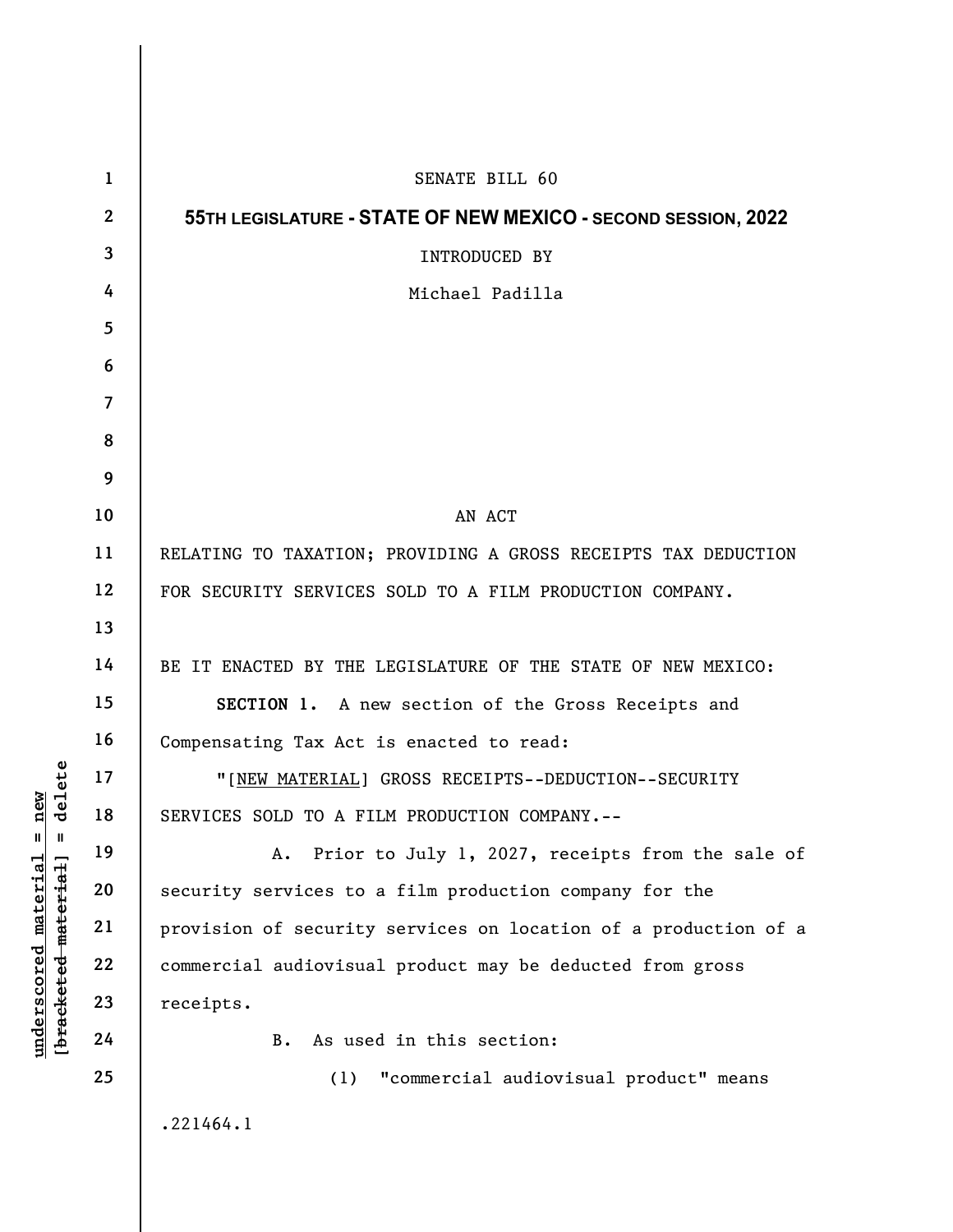SENATE BILL 60

**55TH LEGISLATURE - STATE OF NEW MEXICO - SECOND SESSION, 2022**

INTRODUCED BY

Michael Padilla

AN ACT

RELATING TO TAXATION; PROVIDING A GROSS RECEIPTS TAX DEDUCTION FOR SECURITY SERVICES SOLD TO A FILM PRODUCTION COMPANY.

BE IT ENACTED BY THE LEGISLATURE OF THE STATE OF NEW MEXICO:

**SECTION 1.** A new section of the Gross Receipts and Compensating Tax Act is enacted to read:

"[NEW MATERIAL] GROSS RECEIPTS--DEDUCTION--SECURITY SERVICES SOLD TO A FILM PRODUCTION COMPANY.--

A. Prior to July 1, 2027, receipts from the sale of security services to a film production company for the provision of security services on location of a production of a commercial audiovisual product may be deducted from gross receipts.

B. As used in this section:

(1) "commercial audiovisual product" means

.221464.1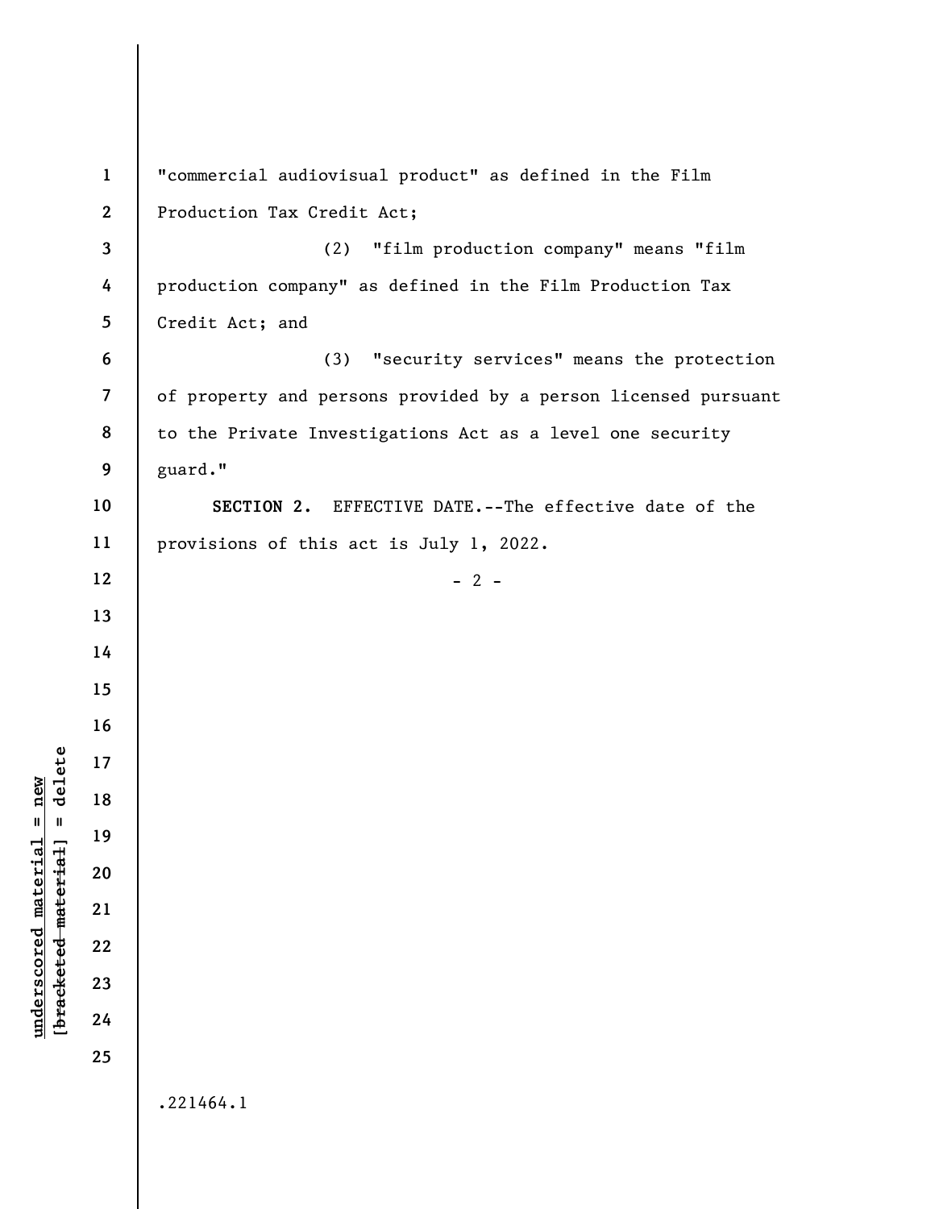"commercial audiovisual product" as defined in the Film Production Tax Credit Act;

(2) "film production company" means "film production company" as defined in the Film Production Tax Credit Act; and

(3) "security services" means the protection of property and persons provided by a person licensed pursuant to the Private Investigations Act as a level one security guard."

**SECTION 2.** EFFECTIVE DATE.--The effective date of the provisions of this act is July 1, 2022.

.221464.1